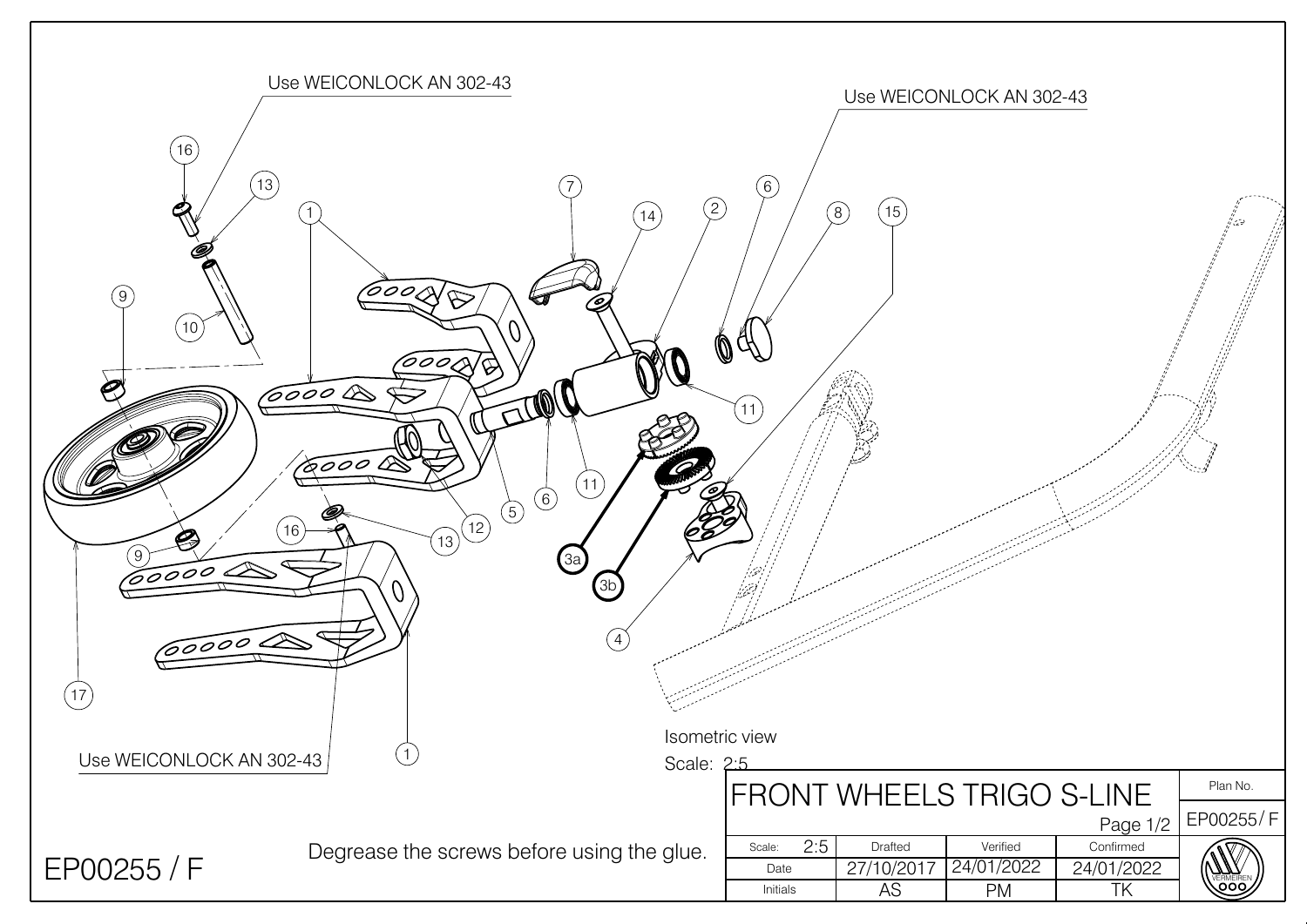Use WEICONLOCK AN 302-43

Use WEICONLOCK AN 302-43

Use WEICONLOCK AN 302-43

16, 13, 1, 7, 14, 2, 6, 8, 15, 9, 10, 11, 12, 5, 6, 11, 3a, 3b, 4, 16, 13, 9, 17, 1

Isometric view

Scale: 2:5

Degrease the screws before using the glue.

EP00255 / F

| FRONT WHEELS TRIGO S-LINE | | | | Plan No. |
|---|---|---|---|---|
| | | | Page 1/2 | EP00255/ F |
| Scale: 2:5 | Drafted | Verified | Confirmed | |
| Date | 27/10/2017 | 24/01/2022 | 24/01/2022 | |
| Initials | AS | PM | TK | VERMEIREN |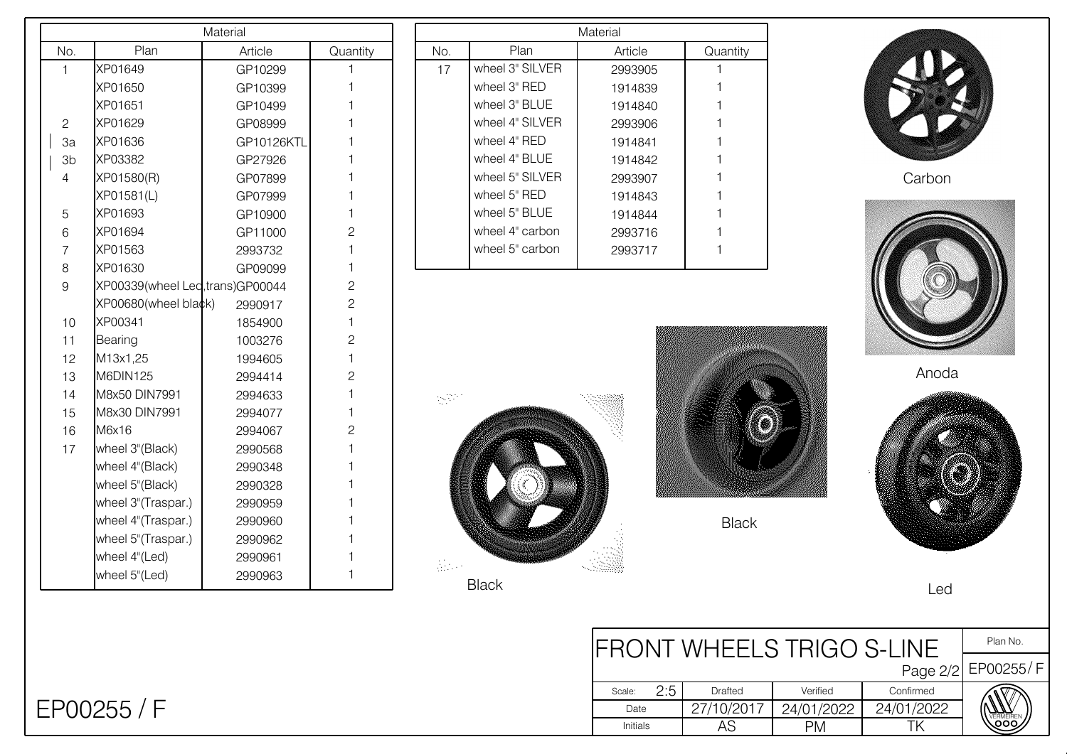| Material | | | |
|---|---|---|---|
| No. | Plan | Article | Quantity |
| 1 | XP01649 | GP10299 | 1 |
| | XP01650 | GP10399 | 1 |
| | XP01651 | GP10499 | 1 |
| 2 | XP01629 | GP08999 | 1 |
| 3a | XP01636 | GP10126KTL | 1 |
| 3b | XP03382 | GP27926 | 1 |
| 4 | XP01580(R) | GP07899 | 1 |
| | XP01581(L) | GP07999 | 1 |
| 5 | XP01693 | GP10900 | 1 |
| 6 | XP01694 | GP11000 | 2 |
| 7 | XP01563 | 2993732 | 1 |
| 8 | XP01630 | GP09099 | 1 |
| 9 | XP00339(wheel Led,trans) | GP00044 | 2 |
| | XP00680(wheel black) | 2990917 | 2 |
| 10 | XP00341 | 1854900 | 1 |
| 11 | Bearing | 1003276 | 2 |
| 12 | M13x1,25 | 1994605 | 1 |
| 13 | M6DIN125 | 2994414 | 2 |
| 14 | M8x50 DIN7991 | 2994633 | 1 |
| 15 | M8x30 DIN7991 | 2994077 | 1 |
| 16 | M6x16 | 2994067 | 2 |
| 17 | wheel 3"(Black) | 2990568 | 1 |
| | wheel 4"(Black) | 2990348 | 1 |
| | wheel 5"(Black) | 2990328 | 1 |
| | wheel 3"(Traspar.) | 2990959 | 1 |
| | wheel 4"(Traspar.) | 2990960 | 1 |
| | wheel 5"(Traspar.) | 2990962 | 1 |
| | wheel 4"(Led) | 2990961 | 1 |
| | wheel 5"(Led) | 2990963 | 1 |

| Material | | | |
|---|---|---|---|
| No. | Plan | Article | Quantity |
| 17 | wheel 3" SILVER | 2993905 | 1 |
| | wheel 3" RED | 1914839 | 1 |
| | wheel 3" BLUE | 1914840 | 1 |
| | wheel 4" SILVER | 2993906 | 1 |
| | wheel 4" RED | 1914841 | 1 |
| | wheel 4" BLUE | 1914842 | 1 |
| | wheel 5" SILVER | 2993907 | 1 |
| | wheel 5" RED | 1914843 | 1 |
| | wheel 5" BLUE | 1914844 | 1 |
| | wheel 4" carbon | 2993716 | 1 |
| | wheel 5" carbon | 2993717 | 1 |

Carbon

Anoda

Black

Black

Led

# FRONT WHEELS TRIGO S-LINE

| Scale: 2:5 | Drafted | Verified | Confirmed | Plan No. EP00255/ F |
|---|---|---|---|---|
| Date | 27/10/2017 | 24/01/2022 | 24/01/2022 | |
| Initials | AS | PM | TK | |

EP00255 / F